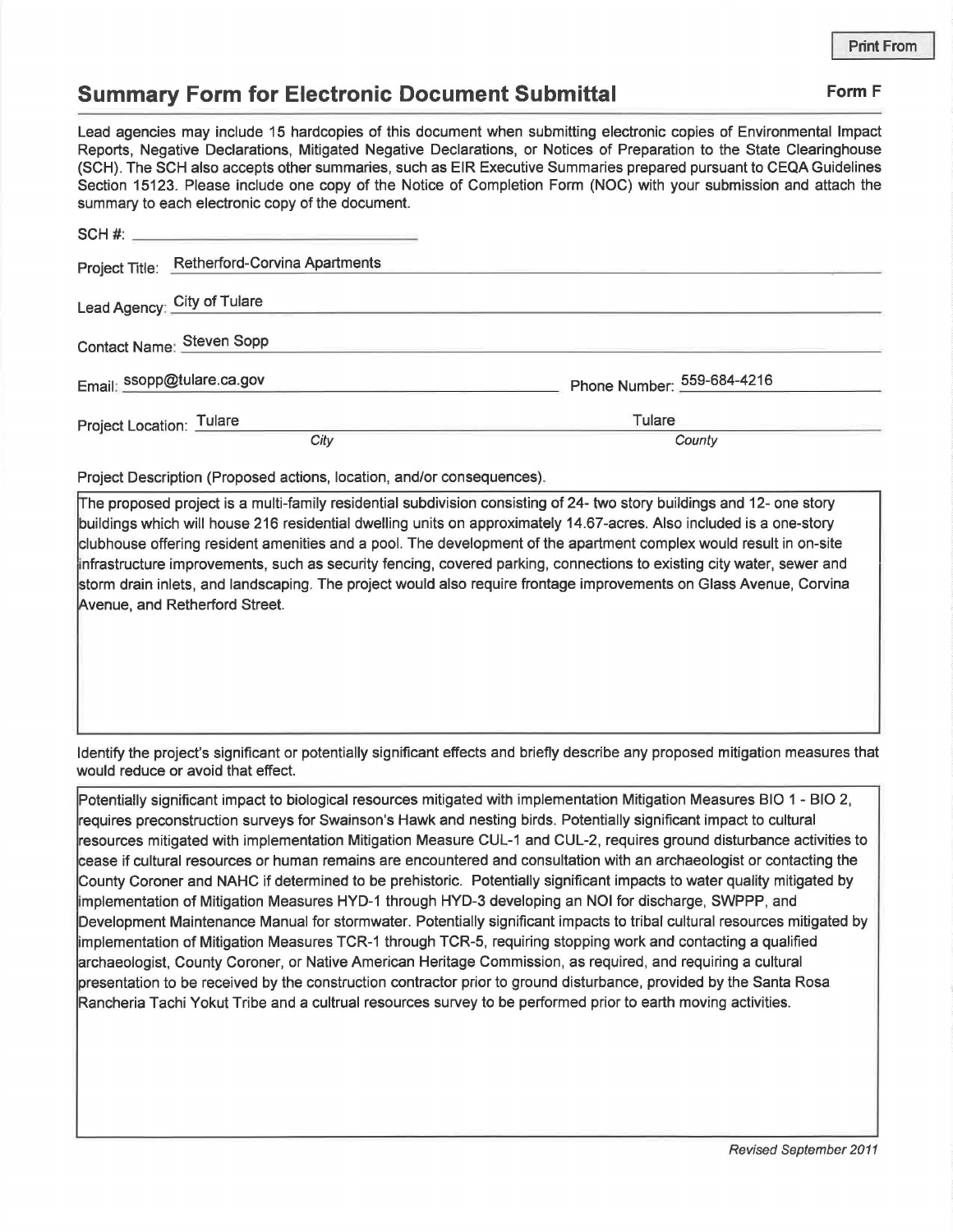Print From

# Summary Form for Electronic Document Submittal

**Form F**

Lead agencies may include 15 hardcopies of this document when submitting electronic copies of Environmental Impact Reports, Negative Declarations, Mitigated Negative Declarations, or Notices of Preparation to the State Clearinghouse (SCH). The SCH also accepts other summaries, such as EIR Executive Summaries prepared pursuant to CEQA Guidelines Section 15123. Please include one copy of the Notice of Completion Form (NOC) with your submission and attach the summary to each electronic copy of the document.

SCH #: ______________________

Project Title: Retherford-Corvina Apartments

Lead Agency: City of Tulare

Contact Name: Steven Sopp

Email: ssopp@tulare.ca.gov

Phone Number: 559-684-4216

Project Location: Tulare (*City*), Tulare (*County*)

Project Description (Proposed actions, location, and/or consequences).

The proposed project is a multi-family residential subdivision consisting of 24- two story buildings and 12- one story buildings which will house 216 residential dwelling units on approximately 14.67-acres. Also included is a one-story clubhouse offering resident amenities and a pool. The development of the apartment complex would result in on-site infrastructure improvements, such as security fencing, covered parking, connections to existing city water, sewer and storm drain inlets, and landscaping. The project would also require frontage improvements on Glass Avenue, Corvina Avenue, and Retherford Street.

Identify the project's significant or potentially significant effects and briefly describe any proposed mitigation measures that would reduce or avoid that effect.

Potentially significant impact to biological resources mitigated with implementation Mitigation Measures BIO 1 - BIO 2, requires preconstruction surveys for Swainson's Hawk and nesting birds. Potentially significant impact to cultural resources mitigated with implementation Mitigation Measure CUL-1 and CUL-2, requires ground disturbance activities to cease if cultural resources or human remains are encountered and consultation with an archaeologist or contacting the County Coroner and NAHC if determined to be prehistoric. Potentially significant impacts to water quality mitigated by implementation of Mitigation Measures HYD-1 through HYD-3 developing an NOI for discharge, SWPPP, and Development Maintenance Manual for stormwater. Potentially significant impacts to tribal cultural resources mitigated by implementation of Mitigation Measures TCR-1 through TCR-5, requiring stopping work and contacting a qualified archaeologist, County Coroner, or Native American Heritage Commission, as required, and requiring a cultural presentation to be received by the construction contractor prior to ground disturbance, provided by the Santa Rosa Rancheria Tachi Yokut Tribe and a cultrual resources survey to be performed prior to earth moving activities.

*Revised September 2011*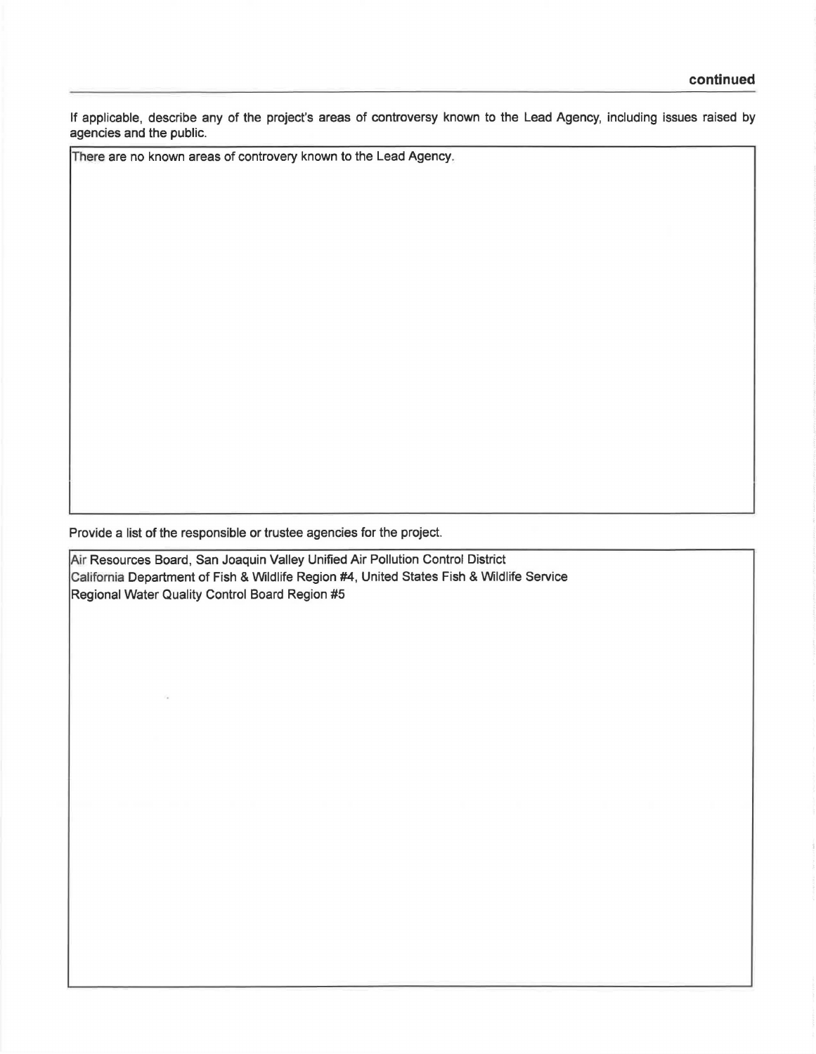**continued**

If applicable, describe any of the project's areas of controversy known to the Lead Agency, including issues raised by agencies and the public.

There are no known areas of controvery known to the Lead Agency.

Provide a list of the responsible or trustee agencies for the project.

Air Resources Board, San Joaquin Valley Unified Air Pollution Control District
California Department of Fish & Wildlife Region #4, United States Fish & Wildlife Service
Regional Water Quality Control Board Region #5